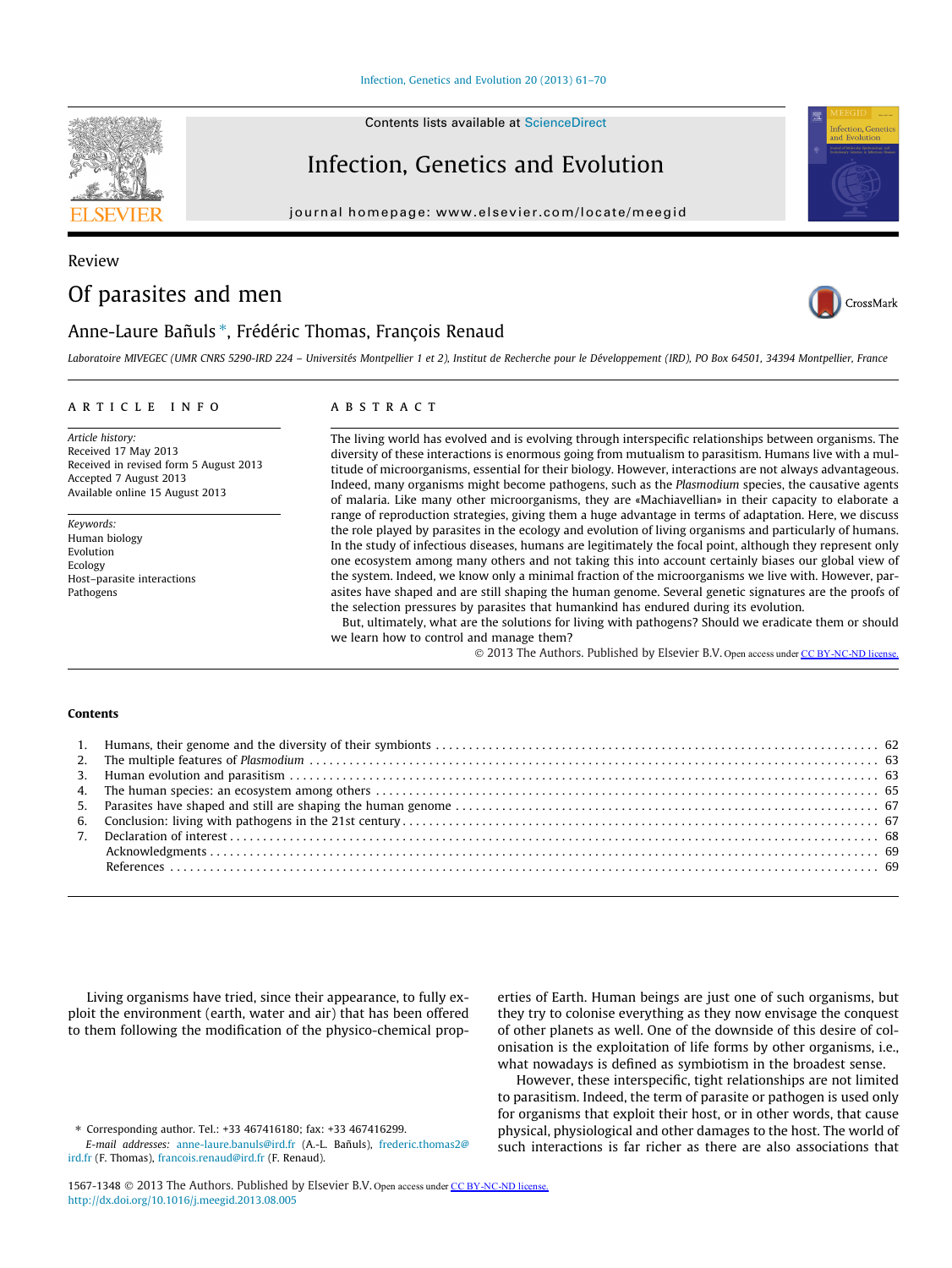Review

# Of parasites and men

Anne-Laure Bañuls *, Frédéric Thomas, François Renaud

*Laboratoire MIVEGEC (UMR CNRS 5290-IRD 224 – Universités Montpellier 1 et 2), Institut de Recherche pour le Développement (IRD), PO Box 64501, 34394 Montpellier, France*

## ARTICLE INFO

*Article history:*
Received 17 May 2013
Received in revised form 5 August 2013
Accepted 7 August 2013
Available online 15 August 2013

*Keywords:*
Human biology
Evolution
Ecology
Host–parasite interactions
Pathogens

## ABSTRACT

The living world has evolved and is evolving through interspecific relationships between organisms. The diversity of these interactions is enormous going from mutualism to parasitism. Humans live with a multitude of microorganisms, essential for their biology. However, interactions are not always advantageous. Indeed, many organisms might become pathogens, such as the *Plasmodium* species, the causative agents of malaria. Like many other microorganisms, they are «Machiavellian» in their capacity to elaborate a range of reproduction strategies, giving them a huge advantage in terms of adaptation. Here, we discuss the role played by parasites in the ecology and evolution of living organisms and particularly of humans. In the study of infectious diseases, humans are legitimately the focal point, although they represent only one ecosystem among many others and not taking this into account certainly biases our global view of the system. Indeed, we know only a minimal fraction of the microorganisms we live with. However, parasites have shaped and are still shaping the human genome. Several genetic signatures are the proofs of the selection pressures by parasites that humankind has endured during its evolution.

But, ultimately, what are the solutions for living with pathogens? Should we eradicate them or should we learn how to control and manage them?

© 2013 The Authors. Published by Elsevier B.V. Open access under CC BY-NC-ND license.

## Contents

1. Humans, their genome and the diversity of their symbionts . . . . . 62
2. The multiple features of *Plasmodium* . . . . . 63
3. Human evolution and parasitism . . . . . 63
4. The human species: an ecosystem among others . . . . . 65
5. Parasites have shaped and still are shaping the human genome . . . . . 67
6. Conclusion: living with pathogens in the 21st century . . . . . 67
7. Declaration of interest . . . . . 68

Acknowledgments . . . . . 69

References . . . . . 69

Living organisms have tried, since their appearance, to fully exploit the environment (earth, water and air) that has been offered to them following the modification of the physico-chemical properties of Earth. Human beings are just one of such organisms, but they try to colonise everything as they now envisage the conquest of other planets as well. One of the downside of this desire of colonisation is the exploitation of life forms by other organisms, i.e., what nowadays is defined as symbiotism in the broadest sense.

However, these interspecific, tight relationships are not limited to parasitism. Indeed, the term of parasite or pathogen is used only for organisms that exploit their host, or in other words, that cause physical, physiological and other damages to the host. The world of such interactions is far richer as there are also associations that

* Corresponding author. Tel.: +33 467416180; fax: +33 467416299.
*E-mail addresses:* anne-laure.banuls@ird.fr (A.-L. Bañuls), frederic.thomas2@ird.fr (F. Thomas), francois.renaud@ird.fr (F. Renaud).

1567-1348 © 2013 The Authors. Published by Elsevier B.V. Open access under CC BY-NC-ND license.
http://dx.doi.org/10.1016/j.meegid.2013.08.005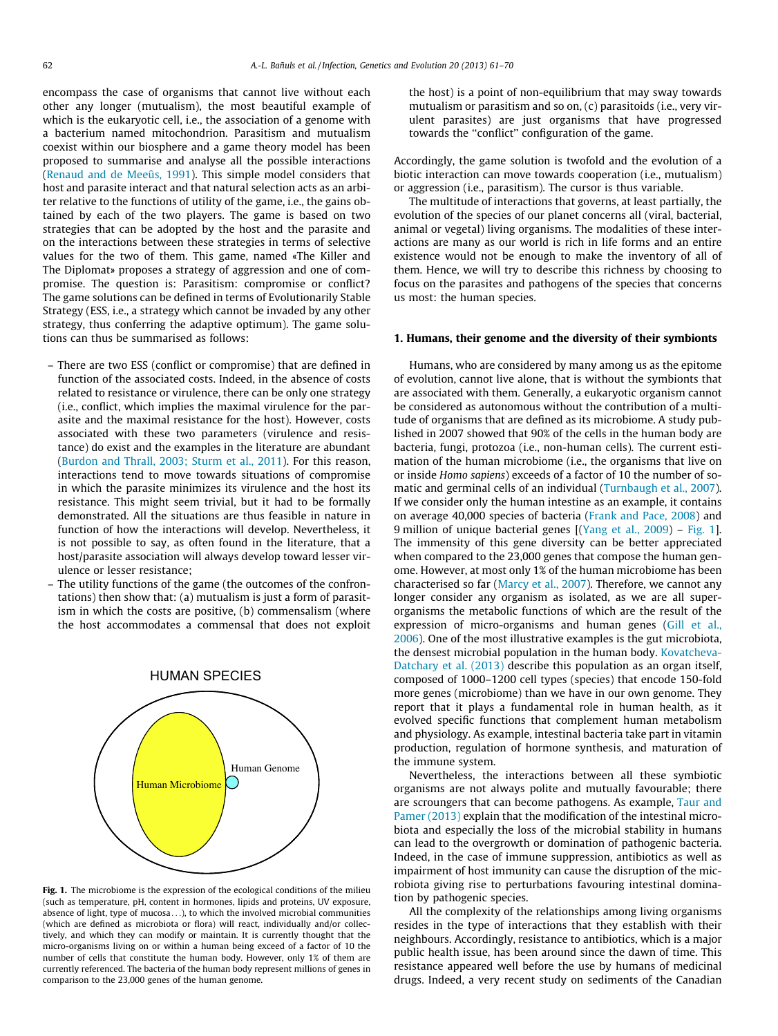encompass the case of organisms that cannot live without each other any longer (mutualism), the most beautiful example of which is the eukaryotic cell, i.e., the association of a genome with a bacterium named mitochondrion. Parasitism and mutualism coexist within our biosphere and a game theory model has been proposed to summarise and analyse all the possible interactions (Renaud and de Meeûs, 1991). This simple model considers that host and parasite interact and that natural selection acts as an arbiter relative to the functions of utility of the game, i.e., the gains obtained by each of the two players. The game is based on two strategies that can be adopted by the host and the parasite and on the interactions between these strategies in terms of selective values for the two of them. This game, named «The Killer and The Diplomat» proposes a strategy of aggression and one of compromise. The question is: Parasitism: compromise or conflict? The game solutions can be defined in terms of Evolutionarily Stable Strategy (ESS, i.e., a strategy which cannot be invaded by any other strategy, thus conferring the adaptive optimum). The game solutions can thus be summarised as follows:

- There are two ESS (conflict or compromise) that are defined in function of the associated costs. Indeed, in the absence of costs related to resistance or virulence, there can be only one strategy (i.e., conflict, which implies the maximal virulence for the parasite and the maximal resistance for the host). However, costs associated with these two parameters (virulence and resistance) do exist and the examples in the literature are abundant (Burdon and Thrall, 2003; Sturm et al., 2011). For this reason, interactions tend to move towards situations of compromise in which the parasite minimizes its virulence and the host its resistance. This might seem trivial, but it had to be formally demonstrated. All the situations are thus feasible in nature in function of how the interactions will develop. Nevertheless, it is not possible to say, as often found in the literature, that a host/parasite association will always develop toward lesser virulence or lesser resistance;
- The utility functions of the game (the outcomes of the confrontations) then show that: (a) mutualism is just a form of parasitism in which the costs are positive, (b) commensalism (where the host accommodates a commensal that does not exploit the host) is a point of non-equilibrium that may sway towards mutualism or parasitism and so on, (c) parasitoids (i.e., very virulent parasites) are just organisms that have progressed towards the "conflict" configuration of the game.

Accordingly, the game solution is twofold and the evolution of a biotic interaction can move towards cooperation (i.e., mutualism) or aggression (i.e., parasitism). The cursor is thus variable.

The multitude of interactions that governs, at least partially, the evolution of the species of our planet concerns all (viral, bacterial, animal or vegetal) living organisms. The modalities of these interactions are many as our world is rich in life forms and an entire existence would not be enough to make the inventory of all of them. Hence, we will try to describe this richness by choosing to focus on the parasites and pathogens of the species that concerns us most: the human species.

HUMAN SPECIES

Human Microbiome

Human Genome

Fig. 1. The microbiome is the expression of the ecological conditions of the milieu (such as temperature, pH, content in hormones, lipids and proteins, UV exposure, absence of light, type of mucosa...), to which the involved microbial communities (which are defined as microbiota or flora) will react, individually and/or collectively, and which they can modify or maintain. It is currently thought that the micro-organisms living on or within a human being exceed of a factor of 10 the number of cells that constitute the human body. However, only 1% of them are currently referenced. The bacteria of the human body represent millions of genes in comparison to the 23,000 genes of the human genome.

## 1. Humans, their genome and the diversity of their symbionts

Humans, who are considered by many among us as the epitome of evolution, cannot live alone, that is without the symbionts that are associated with them. Generally, a eukaryotic organism cannot be considered as autonomous without the contribution of a multitude of organisms that are defined as its microbiome. A study published in 2007 showed that 90% of the cells in the human body are bacteria, fungi, protozoa (i.e., non-human cells). The current estimation of the human microbiome (i.e., the organisms that live on or inside *Homo sapiens*) exceeds of a factor of 10 the number of somatic and germinal cells of an individual (Turnbaugh et al., 2007). If we consider only the human intestine as an example, it contains on average 40,000 species of bacteria (Frank and Pace, 2008) and 9 million of unique bacterial genes [(Yang et al., 2009) – Fig. 1]. The immensity of this gene diversity can be better appreciated when compared to the 23,000 genes that compose the human genome. However, at most only 1% of the human microbiome has been characterised so far (Marcy et al., 2007). Therefore, we cannot any longer consider any organism as isolated, as we are all superorganisms the metabolic functions of which are the result of the expression of micro-organisms and human genes (Gill et al., 2006). One of the most illustrative examples is the gut microbiota, the densest microbial population in the human body. Kovatcheva-Datchary et al. (2013) describe this population as an organ itself, composed of 1000–1200 cell types (species) that encode 150-fold more genes (microbiome) than we have in our own genome. They report that it plays a fundamental role in human health, as it evolved specific functions that complement human metabolism and physiology. As example, intestinal bacteria take part in vitamin production, regulation of hormone synthesis, and maturation of the immune system.

Nevertheless, the interactions between all these symbiotic organisms are not always polite and mutually favourable; there are scroungers that can become pathogens. As example, Taur and Pamer (2013) explain that the modification of the intestinal microbiota and especially the loss of the microbial stability in humans can lead to the overgrowth or domination of pathogenic bacteria. Indeed, in the case of immune suppression, antibiotics as well as impairment of host immunity can cause the disruption of the microbiota giving rise to perturbations favouring intestinal domination by pathogenic species.

All the complexity of the relationships among living organisms resides in the type of interactions that they establish with their neighbours. Accordingly, resistance to antibiotics, which is a major public health issue, has been around since the dawn of time. This resistance appeared well before the use by humans of medicinal drugs. Indeed, a very recent study on sediments of the Canadian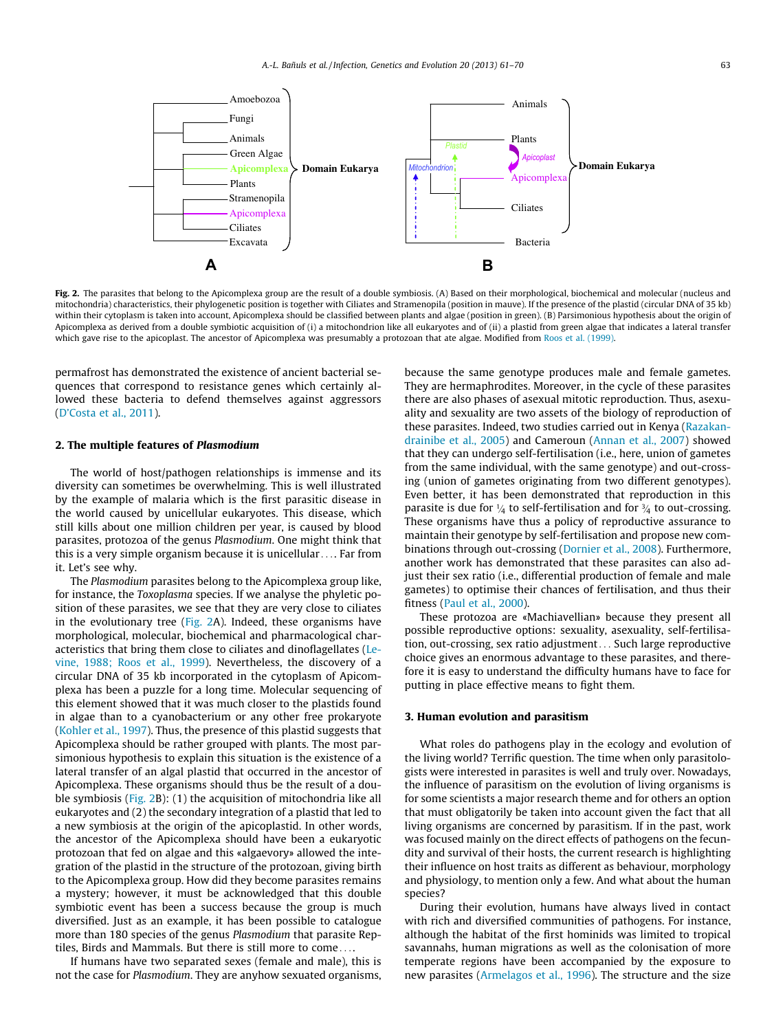Fig. 2. The parasites that belong to the Apicomplexa group are the result of a double symbiosis. (A) Based on their morphological, biochemical and molecular (nucleus and mitochondria) characteristics, their phylogenetic position is together with Ciliates and Stramenopila (position in mauve). If the presence of the plastid (circular DNA of 35 kb) within their cytoplasm is taken into account, Apicomplexa should be classified between plants and algae (position in green). (B) Parsimonious hypothesis about the origin of Apicomplexa as derived from a double symbiotic acquisition of (i) a mitochondrion like all eukaryotes and of (ii) a plastid from green algae that indicates a lateral transfer which gave rise to the apicoplast. The ancestor of Apicomplexa was presumably a protozoan that ate algae. Modified from Roos et al. (1999).

permafrost has demonstrated the existence of ancient bacterial sequences that correspond to resistance genes which certainly allowed these bacteria to defend themselves against aggressors (D'Costa et al., 2011).

## 2. The multiple features of *Plasmodium*

The world of host/pathogen relationships is immense and its diversity can sometimes be overwhelming. This is well illustrated by the example of malaria which is the first parasitic disease in the world caused by unicellular eukaryotes. This disease, which still kills about one million children per year, is caused by blood parasites, protozoa of the genus *Plasmodium*. One might think that this is a very simple organism because it is unicellular.... Far from it. Let's see why.

The *Plasmodium* parasites belong to the Apicomplexa group like, for instance, the *Toxoplasma* species. If we analyse the phyletic position of these parasites, we see that they are very close to ciliates in the evolutionary tree (Fig. 2A). Indeed, these organisms have morphological, molecular, biochemical and pharmacological characteristics that bring them close to ciliates and dinoflagellates (Levine, 1988; Roos et al., 1999). Nevertheless, the discovery of a circular DNA of 35 kb incorporated in the cytoplasm of Apicomplexa has been a puzzle for a long time. Molecular sequencing of this element showed that it was much closer to the plastids found in algae than to a cyanobacterium or any other free prokaryote (Kohler et al., 1997). Thus, the presence of this plastid suggests that Apicomplexa should be rather grouped with plants. The most parsimonious hypothesis to explain this situation is the existence of a lateral transfer of an algal plastid that occurred in the ancestor of Apicomplexa. These organisms should thus be the result of a double symbiosis (Fig. 2B): (1) the acquisition of mitochondria like all eukaryotes and (2) the secondary integration of a plastid that led to a new symbiosis at the origin of the apicoplastid. In other words, the ancestor of the Apicomplexa should have been a eukaryotic protozoan that fed on algae and this «algaevory» allowed the integration of the plastid in the structure of the protozoan, giving birth to the Apicomplexa group. How did they become parasites remains a mystery; however, it must be acknowledged that this double symbiotic event has been a success because the group is much diversified. Just as an example, it has been possible to catalogue more than 180 species of the genus *Plasmodium* that parasite Reptiles, Birds and Mammals. But there is still more to come....

If humans have two separated sexes (female and male), this is not the case for *Plasmodium*. They are anyhow sexuated organisms, because the same genotype produces male and female gametes. They are hermaphrodites. Moreover, in the cycle of these parasites there are also phases of asexual mitotic reproduction. Thus, asexuality and sexuality are two assets of the biology of reproduction of these parasites. Indeed, two studies carried out in Kenya (Razakandrainibe et al., 2005) and Cameroun (Annan et al., 2007) showed that they can undergo self-fertilisation (i.e., here, union of gametes from the same individual, with the same genotype) and out-crossing (union of gametes originating from two different genotypes). Even better, it has been demonstrated that reproduction in this parasite is due for ¼ to self-fertilisation and for ¾ to out-crossing. These organisms have thus a policy of reproductive assurance to maintain their genotype by self-fertilisation and propose new combinations through out-crossing (Dornier et al., 2008). Furthermore, another work has demonstrated that these parasites can also adjust their sex ratio (i.e., differential production of female and male gametes) to optimise their chances of fertilisation, and thus their fitness (Paul et al., 2000).

These protozoa are «Machiavellian» because they present all possible reproductive options: sexuality, asexuality, self-fertilisation, out-crossing, sex ratio adjustment... Such large reproductive choice gives an enormous advantage to these parasites, and therefore it is easy to understand the difficulty humans have to face for putting in place effective means to fight them.

## 3. Human evolution and parasitism

What roles do pathogens play in the ecology and evolution of the living world? Terrific question. The time when only parasitologists were interested in parasites is well and truly over. Nowadays, the influence of parasitism on the evolution of living organisms is for some scientists a major research theme and for others an option that must obligatorily be taken into account given the fact that all living organisms are concerned by parasitism. If in the past, work was focused mainly on the direct effects of pathogens on the fecundity and survival of their hosts, the current research is highlighting their influence on host traits as different as behaviour, morphology and physiology, to mention only a few. And what about the human species?

During their evolution, humans have always lived in contact with rich and diversified communities of pathogens. For instance, although the habitat of the first hominids was limited to tropical savannahs, human migrations as well as the colonisation of more temperate regions have been accompanied by the exposure to new parasites (Armelagos et al., 1996). The structure and the size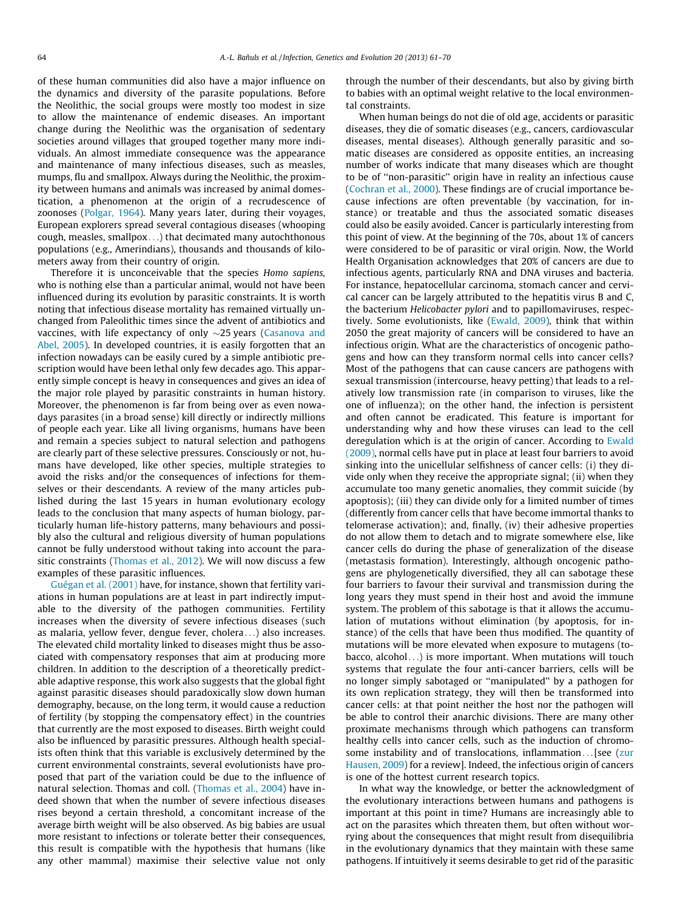of these human communities did also have a major influence on the dynamics and diversity of the parasite populations. Before the Neolithic, the social groups were mostly too modest in size to allow the maintenance of endemic diseases. An important change during the Neolithic was the organisation of sedentary societies around villages that grouped together many more individuals. An almost immediate consequence was the appearance and maintenance of many infectious diseases, such as measles, mumps, flu and smallpox. Always during the Neolithic, the proximity between humans and animals was increased by animal domestication, a phenomenon at the origin of a recrudescence of zoonoses (Polgar, 1964). Many years later, during their voyages, European explorers spread several contagious diseases (whooping cough, measles, smallpox…) that decimated many autochthonous populations (e.g., Amerindians), thousands and thousands of kilometers away from their country of origin.

Therefore it is unconceivable that the species *Homo sapiens,* who is nothing else than a particular animal, would not have been influenced during its evolution by parasitic constraints. It is worth noting that infectious disease mortality has remained virtually unchanged from Paleolithic times since the advent of antibiotics and vaccines, with life expectancy of only ~25 years (Casanova and Abel, 2005). In developed countries, it is easily forgotten that an infection nowadays can be easily cured by a simple antibiotic prescription would have been lethal only few decades ago. This apparently simple concept is heavy in consequences and gives an idea of the major role played by parasitic constraints in human history. Moreover, the phenomenon is far from being over as even nowadays parasites (in a broad sense) kill directly or indirectly millions of people each year. Like all living organisms, humans have been and remain a species subject to natural selection and pathogens are clearly part of these selective pressures. Consciously or not, humans have developed, like other species, multiple strategies to avoid the risks and/or the consequences of infections for themselves or their descendants. A review of the many articles published during the last 15 years in human evolutionary ecology leads to the conclusion that many aspects of human biology, particularly human life-history patterns, many behaviours and possibly also the cultural and religious diversity of human populations cannot be fully understood without taking into account the parasitic constraints (Thomas et al., 2012). We will now discuss a few examples of these parasitic influences.

Guégan et al. (2001) have, for instance, shown that fertility variations in human populations are at least in part indirectly imputable to the diversity of the pathogen communities. Fertility increases when the diversity of severe infectious diseases (such as malaria, yellow fever, dengue fever, cholera…) also increases. The elevated child mortality linked to diseases might thus be associated with compensatory responses that aim at producing more children. In addition to the description of a theoretically predictable adaptive response, this work also suggests that the global fight against parasitic diseases should paradoxically slow down human demography, because, on the long term, it would cause a reduction of fertility (by stopping the compensatory effect) in the countries that currently are the most exposed to diseases. Birth weight could also be influenced by parasitic pressures. Although health specialists often think that this variable is exclusively determined by the current environmental constraints, several evolutionists have proposed that part of the variation could be due to the influence of natural selection. Thomas and coll. (Thomas et al., 2004) have indeed shown that when the number of severe infectious diseases rises beyond a certain threshold, a concomitant increase of the average birth weight will be also observed. As big babies are usual more resistant to infections or tolerate better their consequences, this result is compatible with the hypothesis that humans (like any other mammal) maximise their selective value not only through the number of their descendants, but also by giving birth to babies with an optimal weight relative to the local environmental constraints.

When human beings do not die of old age, accidents or parasitic diseases, they die of somatic diseases (e.g., cancers, cardiovascular diseases, mental diseases). Although generally parasitic and somatic diseases are considered as opposite entities, an increasing number of works indicate that many diseases which are thought to be of ''non-parasitic'' origin have in reality an infectious cause (Cochran et al., 2000). These findings are of crucial importance because infections are often preventable (by vaccination, for instance) or treatable and thus the associated somatic diseases could also be easily avoided. Cancer is particularly interesting from this point of view. At the beginning of the 70s, about 1% of cancers were considered to be of parasitic or viral origin. Now, the World Health Organisation acknowledges that 20% of cancers are due to infectious agents, particularly RNA and DNA viruses and bacteria. For instance, hepatocellular carcinoma, stomach cancer and cervical cancer can be largely attributed to the hepatitis virus B and C, the bacterium *Helicobacter pylori* and to papillomaviruses, respectively. Some evolutionists, like (Ewald, 2009), think that within 2050 the great majority of cancers will be considered to have an infectious origin. What are the characteristics of oncogenic pathogens and how can they transform normal cells into cancer cells? Most of the pathogens that can cause cancers are pathogens with sexual transmission (intercourse, heavy petting) that leads to a relatively low transmission rate (in comparison to viruses, like the one of influenza); on the other hand, the infection is persistent and often cannot be eradicated. This feature is important for understanding why and how these viruses can lead to the cell deregulation which is at the origin of cancer. According to Ewald (2009), normal cells have put in place at least four barriers to avoid sinking into the unicellular selfishness of cancer cells: (i) they divide only when they receive the appropriate signal; (ii) when they accumulate too many genetic anomalies, they commit suicide (by apoptosis); (iii) they can divide only for a limited number of times (differently from cancer cells that have become immortal thanks to telomerase activation); and, finally, (iv) their adhesive properties do not allow them to detach and to migrate somewhere else, like cancer cells do during the phase of generalization of the disease (metastasis formation). Interestingly, although oncogenic pathogens are phylogenetically diversified, they all can sabotage these four barriers to favour their survival and transmission during the long years they must spend in their host and avoid the immune system. The problem of this sabotage is that it allows the accumulation of mutations without elimination (by apoptosis, for instance) of the cells that have been thus modified. The quantity of mutations will be more elevated when exposure to mutagens (tobacco, alcohol…) is more important. When mutations will touch systems that regulate the four anti-cancer barriers, cells will be no longer simply sabotaged or ''manipulated'' by a pathogen for its own replication strategy, they will then be transformed into cancer cells: at that point neither the host nor the pathogen will be able to control their anarchic divisions. There are many other proximate mechanisms through which pathogens can transform healthy cells into cancer cells, such as the induction of chromosome instability and of translocations, inflammation…[see (zur Hausen, 2009) for a review]. Indeed, the infectious origin of cancers is one of the hottest current research topics.

In what way the knowledge, or better the acknowledgment of the evolutionary interactions between humans and pathogens is important at this point in time? Humans are increasingly able to act on the parasites which threaten them, but often without worrying about the consequences that might result from disequilibria in the evolutionary dynamics that they maintain with these same pathogens. If intuitively it seems desirable to get rid of the parasitic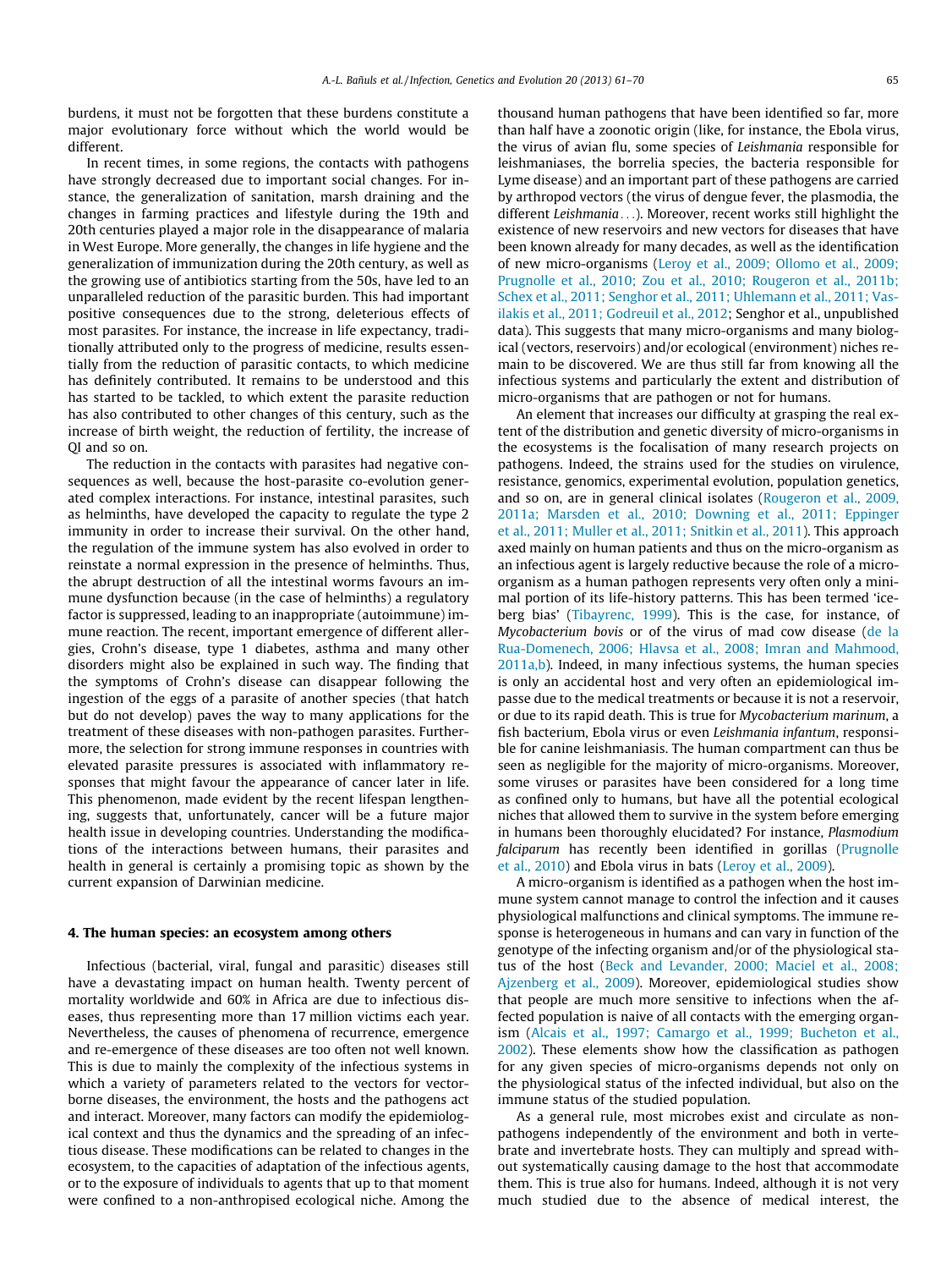burdens, it must not be forgotten that these burdens constitute a major evolutionary force without which the world would be different.

In recent times, in some regions, the contacts with pathogens have strongly decreased due to important social changes. For instance, the generalization of sanitation, marsh draining and the changes in farming practices and lifestyle during the 19th and 20th centuries played a major role in the disappearance of malaria in West Europe. More generally, the changes in life hygiene and the generalization of immunization during the 20th century, as well as the growing use of antibiotics starting from the 50s, have led to an unparalleled reduction of the parasitic burden. This had important positive consequences due to the strong, deleterious effects of most parasites. For instance, the increase in life expectancy, traditionally attributed only to the progress of medicine, results essentially from the reduction of parasitic contacts, to which medicine has definitely contributed. It remains to be understood and this has started to be tackled, to which extent the parasite reduction has also contributed to other changes of this century, such as the increase of birth weight, the reduction of fertility, the increase of QI and so on.

The reduction in the contacts with parasites had negative consequences as well, because the host-parasite co-evolution generated complex interactions. For instance, intestinal parasites, such as helminths, have developed the capacity to regulate the type 2 immunity in order to increase their survival. On the other hand, the regulation of the immune system has also evolved in order to reinstate a normal expression in the presence of helminths. Thus, the abrupt destruction of all the intestinal worms favours an immune dysfunction because (in the case of helminths) a regulatory factor is suppressed, leading to an inappropriate (autoimmune) immune reaction. The recent, important emergence of different allergies, Crohn's disease, type 1 diabetes, asthma and many other disorders might also be explained in such way. The finding that the symptoms of Crohn's disease can disappear following the ingestion of the eggs of a parasite of another species (that hatch but do not develop) paves the way to many applications for the treatment of these diseases with non-pathogen parasites. Furthermore, the selection for strong immune responses in countries with elevated parasite pressures is associated with inflammatory responses that might favour the appearance of cancer later in life. This phenomenon, made evident by the recent lifespan lengthening, suggests that, unfortunately, cancer will be a future major health issue in developing countries. Understanding the modifications of the interactions between humans, their parasites and health in general is certainly a promising topic as shown by the current expansion of Darwinian medicine.

## 4. The human species: an ecosystem among others

Infectious (bacterial, viral, fungal and parasitic) diseases still have a devastating impact on human health. Twenty percent of mortality worldwide and 60% in Africa are due to infectious diseases, thus representing more than 17 million victims each year. Nevertheless, the causes of phenomena of recurrence, emergence and re-emergence of these diseases are too often not well known. This is due to mainly the complexity of the infectious systems in which a variety of parameters related to the vectors for vector-borne diseases, the environment, the hosts and the pathogens act and interact. Moreover, many factors can modify the epidemiological context and thus the dynamics and the spreading of an infectious disease. These modifications can be related to changes in the ecosystem, to the capacities of adaptation of the infectious agents, or to the exposure of individuals to agents that up to that moment were confined to a non-anthropised ecological niche. Among the thousand human pathogens that have been identified so far, more than half have a zoonotic origin (like, for instance, the Ebola virus, the virus of avian flu, some species of *Leishmania* responsible for leishmaniases, the borrelia species, the bacteria responsible for Lyme disease) and an important part of these pathogens are carried by arthropod vectors (the virus of dengue fever, the plasmodia, the different *Leishmania*…). Moreover, recent works still highlight the existence of new reservoirs and new vectors for diseases that have been known already for many decades, as well as the identification of new micro-organisms (Leroy et al., 2009; Ollomo et al., 2009; Prugnolle et al., 2010; Zou et al., 2010; Rougeron et al., 2011b; Schex et al., 2011; Senghor et al., 2011; Uhlemann et al., 2011; Vasilakis et al., 2011; Godreuil et al., 2012; Senghor et al., unpublished data). This suggests that many micro-organisms and many biological (vectors, reservoirs) and/or ecological (environment) niches remain to be discovered. We are thus still far from knowing all the infectious systems and particularly the extent and distribution of micro-organisms that are pathogen or not for humans.

An element that increases our difficulty at grasping the real extent of the distribution and genetic diversity of micro-organisms in the ecosystems is the focalisation of many research projects on pathogens. Indeed, the strains used for the studies on virulence, resistance, genomics, experimental evolution, population genetics, and so on, are in general clinical isolates (Rougeron et al., 2009, 2011a; Marsden et al., 2010; Downing et al., 2011; Eppinger et al., 2011; Muller et al., 2011; Snitkin et al., 2011). This approach axed mainly on human patients and thus on the micro-organism as an infectious agent is largely reductive because the role of a micro-organism as a human pathogen represents very often only a minimal portion of its life-history patterns. This has been termed 'iceberg bias' (Tibayrenc, 1999). This is the case, for instance, of *Mycobacterium bovis* or of the virus of mad cow disease (de la Rua-Domenech, 2006; Hlavsa et al., 2008; Imran and Mahmood, 2011a,b). Indeed, in many infectious systems, the human species is only an accidental host and very often an epidemiological impasse due to the medical treatments or because it is not a reservoir, or due to its rapid death. This is true for *Mycobacterium marinum*, a fish bacterium, Ebola virus or even *Leishmania infantum*, responsible for canine leishmaniasis. The human compartment can thus be seen as negligible for the majority of micro-organisms. Moreover, some viruses or parasites have been considered for a long time as confined only to humans, but have all the potential ecological niches that allowed them to survive in the system before emerging in humans been thoroughly elucidated? For instance, *Plasmodium falciparum* has recently been identified in gorillas (Prugnolle et al., 2010) and Ebola virus in bats (Leroy et al., 2009).

A micro-organism is identified as a pathogen when the host immune system cannot manage to control the infection and it causes physiological malfunctions and clinical symptoms. The immune response is heterogeneous in humans and can vary in function of the genotype of the infecting organism and/or of the physiological status of the host (Beck and Levander, 2000; Maciel et al., 2008; Ajzenberg et al., 2009). Moreover, epidemiological studies show that people are much more sensitive to infections when the affected population is naive of all contacts with the emerging organism (Alcais et al., 1997; Camargo et al., 1999; Bucheton et al., 2002). These elements show how the classification as pathogen for any given species of micro-organisms depends not only on the physiological status of the infected individual, but also on the immune status of the studied population.

As a general rule, most microbes exist and circulate as non-pathogens independently of the environment and both in vertebrate and invertebrate hosts. They can multiply and spread without systematically causing damage to the host that accommodate them. This is true also for humans. Indeed, although it is not very much studied due to the absence of medical interest, the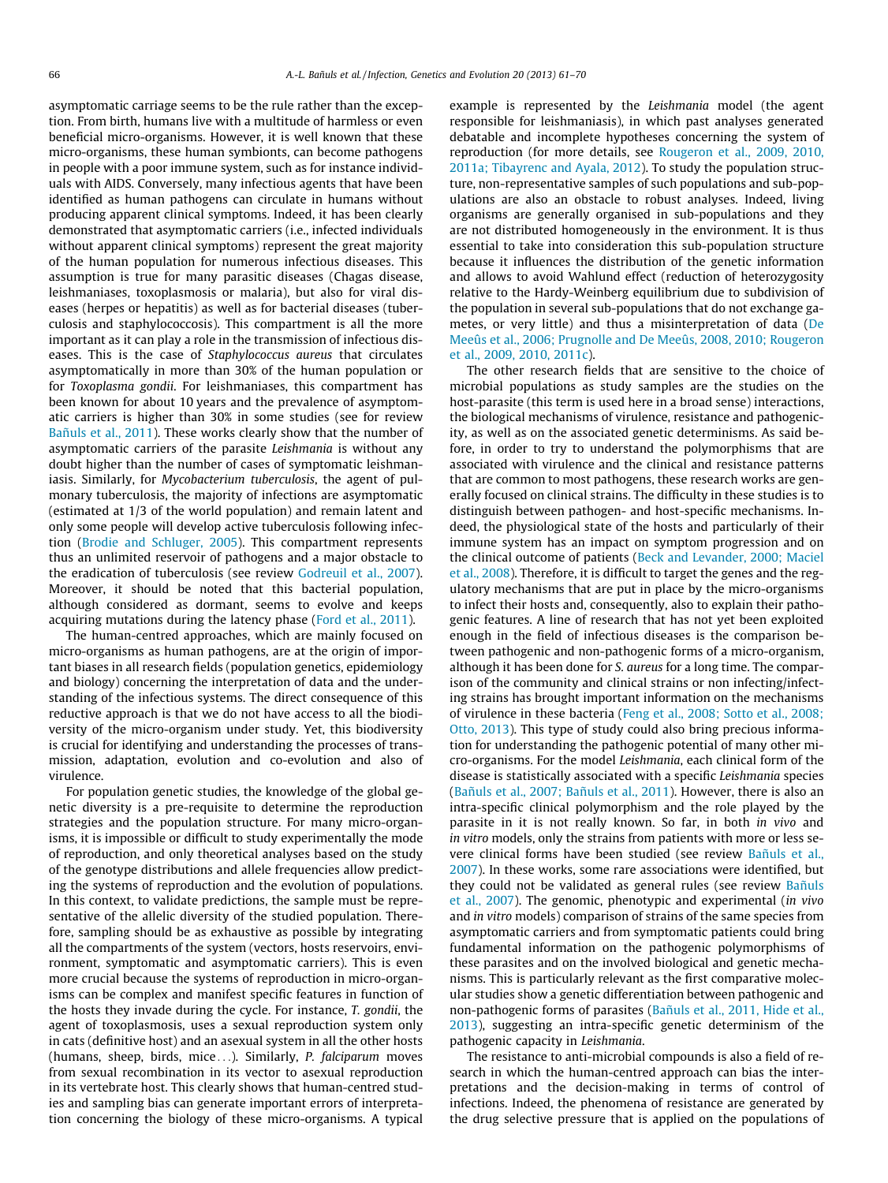asymptomatic carriage seems to be the rule rather than the exception. From birth, humans live with a multitude of harmless or even beneficial micro-organisms. However, it is well known that these micro-organisms, these human symbionts, can become pathogens in people with a poor immune system, such as for instance individuals with AIDS. Conversely, many infectious agents that have been identified as human pathogens can circulate in humans without producing apparent clinical symptoms. Indeed, it has been clearly demonstrated that asymptomatic carriers (i.e., infected individuals without apparent clinical symptoms) represent the great majority of the human population for numerous infectious diseases. This assumption is true for many parasitic diseases (Chagas disease, leishmaniases, toxoplasmosis or malaria), but also for viral diseases (herpes or hepatitis) as well as for bacterial diseases (tuberculosis and staphylococcosis). This compartment is all the more important as it can play a role in the transmission of infectious diseases. This is the case of *Staphylococcus aureus* that circulates asymptomatically in more than 30% of the human population or for *Toxoplasma gondii*. For leishmaniases, this compartment has been known for about 10 years and the prevalence of asymptomatic carriers is higher than 30% in some studies (see for review Bañuls et al., 2011). These works clearly show that the number of asymptomatic carriers of the parasite *Leishmania* is without any doubt higher than the number of cases of symptomatic leishmaniasis. Similarly, for *Mycobacterium tuberculosis*, the agent of pulmonary tuberculosis, the majority of infections are asymptomatic (estimated at 1/3 of the world population) and remain latent and only some people will develop active tuberculosis following infection (Brodie and Schluger, 2005). This compartment represents thus an unlimited reservoir of pathogens and a major obstacle to the eradication of tuberculosis (see review Godreuil et al., 2007). Moreover, it should be noted that this bacterial population, although considered as dormant, seems to evolve and keeps acquiring mutations during the latency phase (Ford et al., 2011).

The human-centred approaches, which are mainly focused on micro-organisms as human pathogens, are at the origin of important biases in all research fields (population genetics, epidemiology and biology) concerning the interpretation of data and the understanding of the infectious systems. The direct consequence of this reductive approach is that we do not have access to all the biodiversity of the micro-organism under study. Yet, this biodiversity is crucial for identifying and understanding the processes of transmission, adaptation, evolution and co-evolution and also of virulence.

For population genetic studies, the knowledge of the global genetic diversity is a pre-requisite to determine the reproduction strategies and the population structure. For many micro-organisms, it is impossible or difficult to study experimentally the mode of reproduction, and only theoretical analyses based on the study of the genotype distributions and allele frequencies allow predicting the systems of reproduction and the evolution of populations. In this context, to validate predictions, the sample must be representative of the allelic diversity of the studied population. Therefore, sampling should be as exhaustive as possible by integrating all the compartments of the system (vectors, hosts reservoirs, environment, symptomatic and asymptomatic carriers). This is even more crucial because the systems of reproduction in micro-organisms can be complex and manifest specific features in function of the hosts they invade during the cycle. For instance, *T. gondii*, the agent of toxoplasmosis, uses a sexual reproduction system only in cats (definitive host) and an asexual system in all the other hosts (humans, sheep, birds, mice…). Similarly, *P. falciparum* moves from sexual recombination in its vector to asexual reproduction in its vertebrate host. This clearly shows that human-centred studies and sampling bias can generate important errors of interpretation concerning the biology of these micro-organisms. A typical example is represented by the *Leishmania* model (the agent responsible for leishmaniasis), in which past analyses generated debatable and incomplete hypotheses concerning the system of reproduction (for more details, see Rougeron et al., 2009, 2010, 2011a; Tibayrenc and Ayala, 2012). To study the population structure, non-representative samples of such populations and sub-populations are also an obstacle to robust analyses. Indeed, living organisms are generally organised in sub-populations and they are not distributed homogeneously in the environment. It is thus essential to take into consideration this sub-population structure because it influences the distribution of the genetic information and allows to avoid Wahlund effect (reduction of heterozygosity relative to the Hardy-Weinberg equilibrium due to subdivision of the population in several sub-populations that do not exchange gametes, or very little) and thus a misinterpretation of data (De Meeûs et al., 2006; Prugnolle and De Meeûs, 2008, 2010; Rougeron et al., 2009, 2010, 2011c).

The other research fields that are sensitive to the choice of microbial populations as study samples are the studies on the host-parasite (this term is used here in a broad sense) interactions, the biological mechanisms of virulence, resistance and pathogenicity, as well as on the associated genetic determinisms. As said before, in order to try to understand the polymorphisms that are associated with virulence and the clinical and resistance patterns that are common to most pathogens, these research works are generally focused on clinical strains. The difficulty in these studies is to distinguish between pathogen- and host-specific mechanisms. Indeed, the physiological state of the hosts and particularly of their immune system has an impact on symptom progression and on the clinical outcome of patients (Beck and Levander, 2000; Maciel et al., 2008). Therefore, it is difficult to target the genes and the regulatory mechanisms that are put in place by the micro-organisms to infect their hosts and, consequently, also to explain their pathogenic features. A line of research that has not yet been exploited enough in the field of infectious diseases is the comparison between pathogenic and non-pathogenic forms of a micro-organism, although it has been done for *S. aureus* for a long time. The comparison of the community and clinical strains or non infecting/infecting strains has brought important information on the mechanisms of virulence in these bacteria (Feng et al., 2008; Sotto et al., 2008; Otto, 2013). This type of study could also bring precious information for understanding the pathogenic potential of many other micro-organisms. For the model *Leishmania*, each clinical form of the disease is statistically associated with a specific *Leishmania* species (Bañuls et al., 2007; Bañuls et al., 2011). However, there is also an intra-specific clinical polymorphism and the role played by the parasite in it is not really known. So far, in both *in vivo* and *in vitro* models, only the strains from patients with more or less severe clinical forms have been studied (see review Bañuls et al., 2007). In these works, some rare associations were identified, but they could not be validated as general rules (see review Bañuls et al., 2007). The genomic, phenotypic and experimental (*in vivo* and *in vitro* models) comparison of strains of the same species from asymptomatic carriers and from symptomatic patients could bring fundamental information on the pathogenic polymorphisms of these parasites and on the involved biological and genetic mechanisms. This is particularly relevant as the first comparative molecular studies show a genetic differentiation between pathogenic and non-pathogenic forms of parasites (Bañuls et al., 2011, Hide et al., 2013), suggesting an intra-specific genetic determinism of the pathogenic capacity in *Leishmania*.

The resistance to anti-microbial compounds is also a field of research in which the human-centred approach can bias the interpretations and the decision-making in terms of control of infections. Indeed, the phenomena of resistance are generated by the drug selective pressure that is applied on the populations of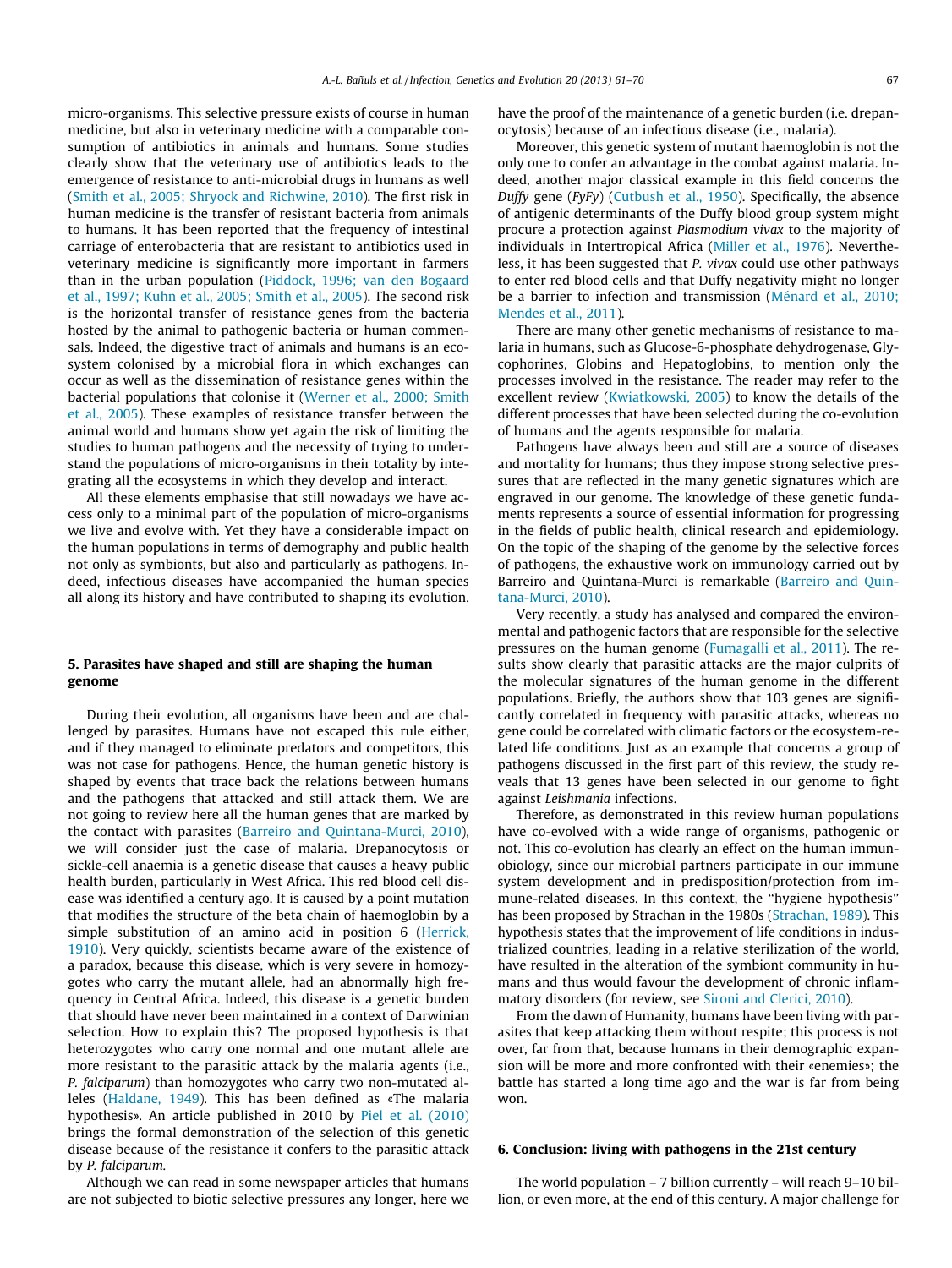micro-organisms. This selective pressure exists of course in human medicine, but also in veterinary medicine with a comparable consumption of antibiotics in animals and humans. Some studies clearly show that the veterinary use of antibiotics leads to the emergence of resistance to anti-microbial drugs in humans as well (Smith et al., 2005; Shryock and Richwine, 2010). The first risk in human medicine is the transfer of resistant bacteria from animals to humans. It has been reported that the frequency of intestinal carriage of enterobacteria that are resistant to antibiotics used in veterinary medicine is significantly more important in farmers than in the urban population (Piddock, 1996; van den Bogaard et al., 1997; Kuhn et al., 2005; Smith et al., 2005). The second risk is the horizontal transfer of resistance genes from the bacteria hosted by the animal to pathogenic bacteria or human commensals. Indeed, the digestive tract of animals and humans is an ecosystem colonised by a microbial flora in which exchanges can occur as well as the dissemination of resistance genes within the bacterial populations that colonise it (Werner et al., 2000; Smith et al., 2005). These examples of resistance transfer between the animal world and humans show yet again the risk of limiting the studies to human pathogens and the necessity of trying to understand the populations of micro-organisms in their totality by integrating all the ecosystems in which they develop and interact.

All these elements emphasise that still nowadays we have access only to a minimal part of the population of micro-organisms we live and evolve with. Yet they have a considerable impact on the human populations in terms of demography and public health not only as symbionts, but also and particularly as pathogens. Indeed, infectious diseases have accompanied the human species all along its history and have contributed to shaping its evolution.

## 5. Parasites have shaped and still are shaping the human genome

During their evolution, all organisms have been and are challenged by parasites. Humans have not escaped this rule either, and if they managed to eliminate predators and competitors, this was not case for pathogens. Hence, the human genetic history is shaped by events that trace back the relations between humans and the pathogens that attacked and still attack them. We are not going to review here all the human genes that are marked by the contact with parasites (Barreiro and Quintana-Murci, 2010), we will consider just the case of malaria. Drepanocytosis or sickle-cell anaemia is a genetic disease that causes a heavy public health burden, particularly in West Africa. This red blood cell disease was identified a century ago. It is caused by a point mutation that modifies the structure of the beta chain of haemoglobin by a simple substitution of an amino acid in position 6 (Herrick, 1910). Very quickly, scientists became aware of the existence of a paradox, because this disease, which is very severe in homozygotes who carry the mutant allele, had an abnormally high frequency in Central Africa. Indeed, this disease is a genetic burden that should have never been maintained in a context of Darwinian selection. How to explain this? The proposed hypothesis is that heterozygotes who carry one normal and one mutant allele are more resistant to the parasitic attack by the malaria agents (i.e., *P. falciparum*) than homozygotes who carry two non-mutated alleles (Haldane, 1949). This has been defined as «The malaria hypothesis». An article published in 2010 by Piel et al. (2010) brings the formal demonstration of the selection of this genetic disease because of the resistance it confers to the parasitic attack by *P. falciparum*.

Although we can read in some newspaper articles that humans are not subjected to biotic selective pressures any longer, here we have the proof of the maintenance of a genetic burden (i.e. drepanocytosis) because of an infectious disease (i.e., malaria).

Moreover, this genetic system of mutant haemoglobin is not the only one to confer an advantage in the combat against malaria. Indeed, another major classical example in this field concerns the *Duffy* gene (*FyFy*) (Cutbush et al., 1950). Specifically, the absence of antigenic determinants of the Duffy blood group system might procure a protection against *Plasmodium vivax* to the majority of individuals in Intertropical Africa (Miller et al., 1976). Nevertheless, it has been suggested that *P. vivax* could use other pathways to enter red blood cells and that Duffy negativity might no longer be a barrier to infection and transmission (Ménard et al., 2010; Mendes et al., 2011).

There are many other genetic mechanisms of resistance to malaria in humans, such as Glucose-6-phosphate dehydrogenase, Glycophorines, Globins and Hepatoglobins, to mention only the processes involved in the resistance. The reader may refer to the excellent review (Kwiatkowski, 2005) to know the details of the different processes that have been selected during the co-evolution of humans and the agents responsible for malaria.

Pathogens have always been and still are a source of diseases and mortality for humans; thus they impose strong selective pressures that are reflected in the many genetic signatures which are engraved in our genome. The knowledge of these genetic fundaments represents a source of essential information for progressing in the fields of public health, clinical research and epidemiology. On the topic of the shaping of the genome by the selective forces of pathogens, the exhaustive work on immunology carried out by Barreiro and Quintana-Murci is remarkable (Barreiro and Quintana-Murci, 2010).

Very recently, a study has analysed and compared the environmental and pathogenic factors that are responsible for the selective pressures on the human genome (Fumagalli et al., 2011). The results show clearly that parasitic attacks are the major culprits of the molecular signatures of the human genome in the different populations. Briefly, the authors show that 103 genes are significantly correlated in frequency with parasitic attacks, whereas no gene could be correlated with climatic factors or the ecosystem-related life conditions. Just as an example that concerns a group of pathogens discussed in the first part of this review, the study reveals that 13 genes have been selected in our genome to fight against *Leishmania* infections.

Therefore, as demonstrated in this review human populations have co-evolved with a wide range of organisms, pathogenic or not. This co-evolution has clearly an effect on the human immunobiology, since our microbial partners participate in our immune system development and in predisposition/protection from immune-related diseases. In this context, the "hygiene hypothesis" has been proposed by Strachan in the 1980s (Strachan, 1989). This hypothesis states that the improvement of life conditions in industrialized countries, leading in a relative sterilization of the world, have resulted in the alteration of the symbiont community in humans and thus would favour the development of chronic inflammatory disorders (for review, see Sironi and Clerici, 2010).

From the dawn of Humanity, humans have been living with parasites that keep attacking them without respite; this process is not over, far from that, because humans in their demographic expansion will be more and more confronted with their «enemies»; the battle has started a long time ago and the war is far from being won.

## 6. Conclusion: living with pathogens in the 21st century

The world population – 7 billion currently – will reach 9–10 billion, or even more, at the end of this century. A major challenge for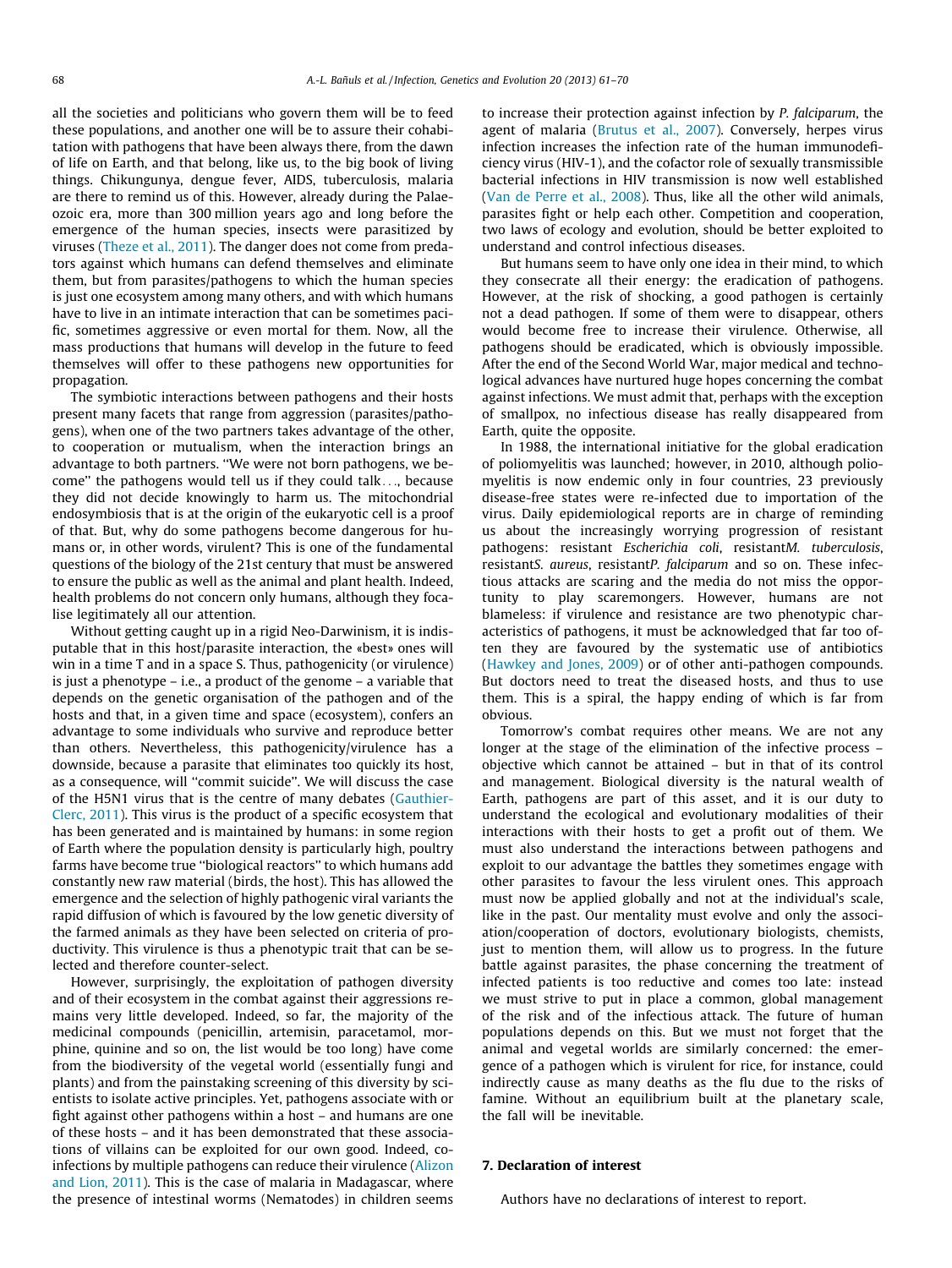all the societies and politicians who govern them will be to feed these populations, and another one will be to assure their cohabitation with pathogens that have been always there, from the dawn of life on Earth, and that belong, like us, to the big book of living things. Chikungunya, dengue fever, AIDS, tuberculosis, malaria are there to remind us of this. However, already during the Palaeozoic era, more than 300 million years ago and long before the emergence of the human species, insects were parasitized by viruses (Theze et al., 2011). The danger does not come from predators against which humans can defend themselves and eliminate them, but from parasites/pathogens to which the human species is just one ecosystem among many others, and with which humans have to live in an intimate interaction that can be sometimes pacific, sometimes aggressive or even mortal for them. Now, all the mass productions that humans will develop in the future to feed themselves will offer to these pathogens new opportunities for propagation.

The symbiotic interactions between pathogens and their hosts present many facets that range from aggression (parasites/pathogens), when one of the two partners takes advantage of the other, to cooperation or mutualism, when the interaction brings an advantage to both partners. "We were not born pathogens, we become" the pathogens would tell us if they could talk..., because they did not decide knowingly to harm us. The mitochondrial endosymbiosis that is at the origin of the eukaryotic cell is a proof of that. But, why do some pathogens become dangerous for humans or, in other words, virulent? This is one of the fundamental questions of the biology of the 21st century that must be answered to ensure the public as well as the animal and plant health. Indeed, health problems do not concern only humans, although they focalise legitimately all our attention.

Without getting caught up in a rigid Neo-Darwinism, it is indisputable that in this host/parasite interaction, the «best» ones will win in a time T and in a space S. Thus, pathogenicity (or virulence) is just a phenotype – i.e., a product of the genome – a variable that depends on the genetic organisation of the pathogen and of the hosts and that, in a given time and space (ecosystem), confers an advantage to some individuals who survive and reproduce better than others. Nevertheless, this pathogenicity/virulence has a downside, because a parasite that eliminates too quickly its host, as a consequence, will "commit suicide". We will discuss the case of the H5N1 virus that is the centre of many debates (Gauthier-Clerc, 2011). This virus is the product of a specific ecosystem that has been generated and is maintained by humans: in some region of Earth where the population density is particularly high, poultry farms have become true "biological reactors" to which humans add constantly new raw material (birds, the host). This has allowed the emergence and the selection of highly pathogenic viral variants the rapid diffusion of which is favoured by the low genetic diversity of the farmed animals as they have been selected on criteria of productivity. This virulence is thus a phenotypic trait that can be selected and therefore counter-select.

However, surprisingly, the exploitation of pathogen diversity and of their ecosystem in the combat against their aggressions remains very little developed. Indeed, so far, the majority of the medicinal compounds (penicillin, artemisin, paracetamol, morphine, quinine and so on, the list would be too long) have come from the biodiversity of the vegetal world (essentially fungi and plants) and from the painstaking screening of this diversity by scientists to isolate active principles. Yet, pathogens associate with or fight against other pathogens within a host – and humans are one of these hosts – and it has been demonstrated that these associations of villains can be exploited for our own good. Indeed, co-infections by multiple pathogens can reduce their virulence (Alizon and Lion, 2011). This is the case of malaria in Madagascar, where the presence of intestinal worms (Nematodes) in children seems to increase their protection against infection by *P. falciparum*, the agent of malaria (Brutus et al., 2007). Conversely, herpes virus infection increases the infection rate of the human immunodeficiency virus (HIV-1), and the cofactor role of sexually transmissible bacterial infections in HIV transmission is now well established (Van de Perre et al., 2008). Thus, like all the other wild animals, parasites fight or help each other. Competition and cooperation, two laws of ecology and evolution, should be better exploited to understand and control infectious diseases.

But humans seem to have only one idea in their mind, to which they consecrate all their energy: the eradication of pathogens. However, at the risk of shocking, a good pathogen is certainly not a dead pathogen. If some of them were to disappear, others would become free to increase their virulence. Otherwise, all pathogens should be eradicated, which is obviously impossible. After the end of the Second World War, major medical and technological advances have nurtured huge hopes concerning the combat against infections. We must admit that, perhaps with the exception of smallpox, no infectious disease has really disappeared from Earth, quite the opposite.

In 1988, the international initiative for the global eradication of poliomyelitis was launched; however, in 2010, although poliomyelitis is now endemic only in four countries, 23 previously disease-free states were re-infected due to importation of the virus. Daily epidemiological reports are in charge of reminding us about the increasingly worrying progression of resistant pathogens: resistant *Escherichia coli*, resistant*M. tuberculosis*, resistant*S. aureus*, resistant*P. falciparum* and so on. These infectious attacks are scaring and the media do not miss the opportunity to play scaremongers. However, humans are not blameless: if virulence and resistance are two phenotypic characteristics of pathogens, it must be acknowledged that far too often they are favoured by the systematic use of antibiotics (Hawkey and Jones, 2009) or of other anti-pathogen compounds. But doctors need to treat the diseased hosts, and thus to use them. This is a spiral, the happy ending of which is far from obvious.

Tomorrow's combat requires other means. We are not any longer at the stage of the elimination of the infective process – objective which cannot be attained – but in that of its control and management. Biological diversity is the natural wealth of Earth, pathogens are part of this asset, and it is our duty to understand the ecological and evolutionary modalities of their interactions with their hosts to get a profit out of them. We must also understand the interactions between pathogens and exploit to our advantage the battles they sometimes engage with other parasites to favour the less virulent ones. This approach must now be applied globally and not at the individual's scale, like in the past. Our mentality must evolve and only the association/cooperation of doctors, evolutionary biologists, chemists, just to mention them, will allow us to progress. In the future battle against parasites, the phase concerning the treatment of infected patients is too reductive and comes too late: instead we must strive to put in place a common, global management of the risk and of the infectious attack. The future of human populations depends on this. But we must not forget that the animal and vegetal worlds are similarly concerned: the emergence of a pathogen which is virulent for rice, for instance, could indirectly cause as many deaths as the flu due to the risks of famine. Without an equilibrium built at the planetary scale, the fall will be inevitable.

## 7. Declaration of interest

Authors have no declarations of interest to report.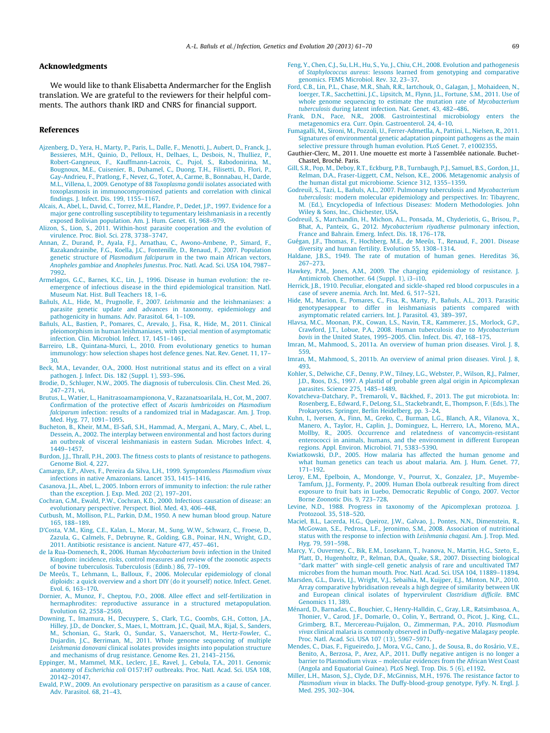## Acknowledgments

We would like to thank Elisabetta Andermarcher for the English translation. We are grateful to the reviewers for their helpful comments. The authors thank IRD and CNRS for financial support.

## References

Ajzenberg, D., Yera, H., Marty, P., Paris, L., Dalle, F., Menotti, J., Aubert, D., Franck, J., Bessieres, M.H., Quinio, D., Pelloux, H., Delhaes, L., Desbois, N., Thulliez, P., Robert-Gangneux, F., Kauffmann-Lacroix, C., Pujol, S., Rabodonirina, M., Bougnoux, M.E., Cuisenier, B., Duhamel, C., Duong, T.H., Filisetti, D., Flori, P., Gay-Andrieu, F., Pratlong, F., Nevez, G., Totet, A., Carme, B., Bonnabau, H., Darde, M.L., Villena, I., 2009. Genotype of 88 *Toxoplasma gondii* isolates associated with toxoplasmosis in immunocompromised patients and correlation with clinical findings. J. Infect. Dis. 199, 1155–1167.

Alcais, A., Abel, L., David, C., Torrez, M.E., Flandre, P., Dedet, J.P., 1997. Evidence for a major gene controlling susceptibility to tegumentary leishmaniasis in a recently exposed Bolivian population. Am. J. Hum. Genet. 61, 968–979.

Alizon, S., Lion, S., 2011. Within-host parasite cooperation and the evolution of virulence. Proc. Biol. Sci. 278, 3738–3747.

Annan, Z., Durand, P., Ayala, F.J., Arnathau, C., Awono-Ambene, P., Simard, F., Razakandrainibe, F.G., Koella, J.C., Fontenille, D., Renaud, F., 2007. Population genetic structure of *Plasmodium falciparum* in the two main African vectors, *Anopheles gambiae* and *Anopheles funestus*. Proc. Natl. Acad. Sci. USA 104, 7987–7992.

Armelagos, G.C., Barnes, K.C., Lin, J., 1996. Disease in human evolution: the re-emergence of infectious disease in the third epidemiological transition. Natl. Museum Nat. Hist. Bull Teachers 18, 1–6.

Bañuls, A.L., Hide, M., Prugnolle, F., 2007. *Leishmania* and the leishmaniases: a parasite genetic update and advances in taxonomy, epidemiology and pathogenicity in humans. Adv. Parasitol. 64, 1–109.

Bañuls, A.L., Bastien, P., Pomares, C., Arevalo, J., Fisa, R., Hide, M., 2011. Clinical pleiomorphism in human leishmaniases, with special mention of asymptomatic infection. Clin. Microbiol. Infect. 17, 1451–1461.

Barreiro, L.B., Quintana-Murci, L., 2010. From evolutionary genetics to human immunology: how selection shapes host defence genes. Nat. Rev. Genet. 11, 17–30.

Beck, M.A., Levander, O.A., 2000. Host nutritional status and its effect on a viral pathogen. J. Infect. Dis. 182 (Suppl. 1), S93–S96.

Brodie, D., Schluger, N.W., 2005. The diagnosis of tuberculosis. Clin. Chest Med. 26, 247–271, vi.

Brutus, L., Watier, L., Hanitrasoamampionona, V., Razanatsoarilala, H., Cot, M., 2007. Confirmation of the protective effect of *Ascaris lumbricoides* on *Plasmodium falciparum* infection: results of a randomized trial in Madagascar. Am. J. Trop. Med. Hyg. 77, 1091–1095.

Bucheton, B., Kheir, M.M., El-Safi, S.H., Hammad, A., Mergani, A., Mary, C., Abel, L., Dessein, A., 2002. The interplay between environmental and host factors during an outbreak of visceral leishmaniasis in eastern Sudan. Microbes Infect. 4, 1449–1457.

Burdon, J.J., Thrall, P.H., 2003. The fitness costs to plants of resistance to pathogens. Genome Biol. 4, 227.

Camargo, E.P., Alves, F., Pereira da Silva, L.H., 1999. Symptomless *Plasmodium vivax* infections in native Amazonians. Lancet 353, 1415–1416.

Casanova, J.L., Abel, L., 2005. Inborn errors of immunity to infection: the rule rather than the exception. J. Exp. Med. 202 (2), 197–201.

Cochran, G.M., Ewald, P.W., Cochran, K.D., 2000. Infectious causation of disease: an evolutionary perspective. Perspect. Biol. Med. 43, 406–448.

Cutbush, M., Mollison, P.L., Parkin, D.M., 1950. A new human blood group. Nature 165, 188–189.

D'Costa, V.M., King, C.E., Kalan, L., Morar, M., Sung, W.W., Schwarz, C., Froese, D., Zazula, G., Calmels, F., Debruyne, R., Golding, G.B., Poinar, H.N., Wright, G.D., 2011. Antibiotic resistance is ancient. Nature 477, 457–461.

de la Rua-Domenech, R., 2006. Human *Mycobacterium bovis* infection in the United Kingdom: incidence, risks, control measures and review of the zoonotic aspects of bovine tuberculosis. Tuberculosis (Edinb.) 86, 77–109.

De Meeûs, T., Lehmann, L., Balloux, F., 2006. Molecular epidemiology of clonal diploids: a quick overview and a short DIY (do it yourself) notice. Infect. Genet. Evol. 6, 163–170.

Dornier, A., Munoz, F., Cheptou, P.O., 2008. Allee effect and self-fertilization in hermaphrodites: reproductive assurance in a structured metapopulation. Evolution 62, 2558–2569.

Downing, T., Imamura, H., Decuypere, S., Clark, T.G., Coombs, G.H., Cotton, J.A., Hilley, J.D., de Doncker, S., Maes, I., Mottram, J.C., Quail, M.A., Rijal, S., Sanders, M., Schonian, G., Stark, O., Sundar, S., Vanaerschot, M., Hertz-Fowler, C., Dujardin, J.C., Berriman, M., 2011. Whole genome sequencing of multiple *Leishmania donovani* clinical isolates provides insights into population structure and mechanisms of drug resistance. Genome Res. 21, 2143–2156.

Eppinger, M., Mammel, M.K., Leclerc, J.E., Ravel, J., Cebula, T.A., 2011. Genomic anatomy of *Escherichia coli* O157:H7 outbreaks. Proc. Natl. Acad. Sci. USA 108, 20142–20147.

Ewald, P.W., 2009. An evolutionary perspective on parasitism as a cause of cancer. Adv. Parasitol. 68, 21–43.

Feng, Y., Chen, C.J., Su, L.H., Hu, S., Yu, J., Chiu, C.H., 2008. Evolution and pathogenesis of *Staphylococcus aureus*: lessons learned from genotyping and comparative genomics. FEMS Microbiol. Rev. 32, 23–37.

Ford, C.B., Lin, P.L., Chase, M.R., Shah, R.R., Iartchouk, O., Galagan, J., Mohaideen, N., Ioerger, T.R., Sacchettini, J.C., Lipsitch, M., Flynn, J.L., Fortune, S.M., 2011. Use of whole genome sequencing to estimate the mutation rate of *Mycobacterium tuberculosis* during latent infection. Nat. Genet. 43, 482–486.

Frank, D.N., Pace, N.R., 2008. Gastrointestinal microbiology enters the metagenomics era. Curr. Opin. Gastroenterol. 24, 4–10.

Fumagalli, M., Sironi, M., Pozzoli, U., Ferrer-Admetlla, A., Pattini, L., Nielsen, R., 2011. Signatures of environmental genetic adaptation pinpoint pathogens as the main selective pressure through human evolution. PLoS Genet. 7, e1002355.

Gauthier-Clerc, M., 2011. Une mouette est morte à l'assemblée nationale. Buchet-Chastel, Broché. Paris.

Gill, S.R., Pop, M., Deboy, R.T., Eckburg, P.B., Turnbaugh, P.J., Samuel, B.S., Gordon, J.I., Relman, D.A., Fraser-Liggett, C.M., Nelson, K.E., 2006. Metagenomic analysis of the human distal gut microbiome. Science 312, 1355–1359.

Godreuil, S., Tazi, L., Bañuls, A.L., 2007. Pulmonary tuberculosis and *Mycobacterium tuberculosis*: modern molecular epidemiology and perspectives. In: Tibayrenc, M. (Ed.), Encyclopedia of Infectious Diseases: Modern Methodologies. John Wiley & Sons, Inc., Chichester, USA.

Godreuil, S., Marchandin, H., Michon, A.L., Ponsada, M., Chyderiotis, G., Brisou, P., Bhat, A., Panteix, G., 2012. *Mycobacterium riyadhense* pulmonary infection, France and Bahrain. Emerg. Infect. Dis. 18, 176–178.

Guégan, J.F., Thomas, F., Hochberg, M.E., de Meeûs, T., Renaud, F., 2001. Disease diversity and human fertility. Evolution 55, 1308–1314.

Haldane, J.B.S., 1949. The rate of mutation of human genes. Hereditas 36, 267–273.

Hawkey, P.M., Jones, A.M., 2009. The changing epidemiology of resistance. J. Antimicrob. Chemother. 64 (Suppl. 1), i3–i10.

Herrick, J.B., 1910. Peculiar, elongated and sickle-shaped red blood corpuscles in a case of severe anemia. Arch. Int. Med. 6, 517–521.

Hide, M., Marion, E., Pomares, C., Fisa, R., Marty, P., Bañuls, A.L., 2013. Parasitic genotypesappear to differ in leishmaniasis patients compared with asymptomatic related carriers. Int. J. Parasitol. 43, 389–397.

Hlavsa, M.C., Moonan, P.K., Cowan, L.S., Navin, T.R., Kammerer, J.S., Morlock, G.P., Crawford, J.T., Lobue, P.A., 2008. Human tuberculosis due to *Mycobacterium bovis* in the United States, 1995–2005. Clin. Infect. Dis. 47, 168–175.

Imran, M., Mahmood, S., 2011a. An overview of human prion diseases. Virol. J. 8, 559.

Imran, M., Mahmood, S., 2011b. An overview of animal prion diseases. Virol. J. 8, 493.

Kohler, S., Delwiche, C.F., Denny, P.W., Tilney, L.G., Webster, P., Wilson, R.J., Palmer, J.D., Roos, D.S., 1997. A plastid of probable green algal origin in Apicomplexan parasites. Science 275, 1485–1489.

Kovatcheva-Datchary, P., Tremaroli, V., Bäckhed, F., 2013. The gut microbiota. In: Rosenberg, E., Edward, F., DeLong, S.L., Stackebrandt, E., Thompson, F. (Eds.), The Prokaryotes. Springer, Berlin Heidelberg, pp. 3–24.

Kuhn, I., Iversen, A., Finn, M., Greko, C., Burman, L.G., Blanch, A.R., Vilanova, X., Manero, A., Taylor, H., Caplin, J., Dominguez, L., Herrero, I.A., Moreno, M.A., Mollby, R., 2005. Occurrence and relatedness of vancomycin-resistant enterococci in animals, humans, and the environment in different European regions. Appl. Environ. Microbiol. 71, 5383–5390.

Kwiatkowski, D.P., 2005. How malaria has affected the human genome and what human genetics can teach us about malaria. Am. J. Hum. Genet. 77, 171–192.

Leroy, E.M., Epelboin, A., Mondonge, V., Pourrut, X., Gonzalez, J.P., Muyembe-Tamfum, J.J., Formenty, P., 2009. Human Ebola outbreak resulting from direct exposure to fruit bats in Luebo, Democratic Republic of Congo, 2007. Vector Borne Zoonotic Dis. 9, 723–728.

Levine, N.D., 1988. Progress in taxonomy of the Apicomplexan protozoa. J. Protozool. 35, 518–520.

Maciel, B.L., Lacerda, H.G., Queiroz, J.W., Galvao, J., Pontes, N.N., Dimenstein, R., McGowan, S.E., Pedrosa, L.F., Jeronimo, S.M., 2008. Association of nutritional status with the response to infection with *Leishmania chagasi*. Am. J. Trop. Med. Hyg. 79, 591–598.

Marcy, Y., Ouverney, C., Bik, E.M., Losekann, T., Ivanova, N., Martin, H.G., Szeto, E., Platt, D., Hugenholtz, P., Relman, D.A., Quake, S.R., 2007. Dissecting biological "dark matter" with single-cell genetic analysis of rare and uncultivated TM7 microbes from the human mouth. Proc. Natl. Acad. Sci. USA 104, 11889–11894.

Marsden, G.L., Davis, I.J., Wright, V.J., Sebaihia, M., Kuijper, E.J., Minton, N.P., 2010. Array comparative hybridisation reveals a high degree of similarity between UK and European clinical isolates of hypervirulent *Clostridium difficile*. BMC Genomics 11, 389.

Ménard, D., Barnadas, C., Bouchier, C., Henry-Halldin, C., Gray, L.R., Ratsimbasoa, A., Thonier, V., Carod, J.F., Domarle, O., Colin, Y., Bertrand, O., Picot, J., King, C.L., Grimberg, B.T., Mercereau-Puijalon, O., Zimmerman, P.A., 2010. *Plasmodium vivax* clinical malaria is commonly observed in Duffy-negative Malagasy people. Proc. Natl. Acad. Sci. USA 107 (13), 5967–5971.

Mendes, C., Dias, F., Figueiredo, J., Mora, V.G., Cano, J., de Sousa, B., do Rosário, V.E., Benito, A., Berzosa, P., Arez, A.P., 2011. Duffy negative antigen is no longer a barrier to Plasmodium vivax – molecular evidences from the African West Coast (Angola and Equatorial Guinea). PLoS Negl. Trop. Dis. 5 (6), e1192.

Miller, L.H., Mason, S.J., Clyde, D.F., McGinniss, M.H., 1976. The resistance factor to *Plasmodium vivax* in blacks. The Duffy-blood-group genotype, FyFy. N. Engl. J. Med. 295, 302–304.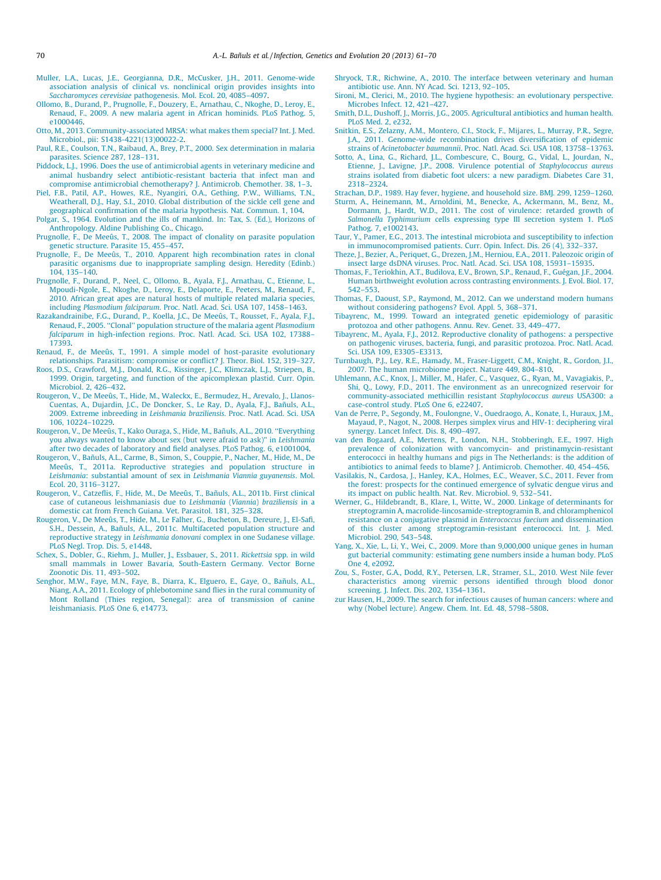Muller, L.A., Lucas, J.E., Georgianna, D.R., McCusker, J.H., 2011. Genome-wide association analysis of clinical vs. nonclinical origin provides insights into *Saccharomyces cerevisiae* pathogenesis. Mol. Ecol. 20, 4085–4097.

Ollomo, B., Durand, P., Prugnolle, F., Douzery, E., Arnathau, C., Nkoghe, D., Leroy, E., Renaud, F., 2009. A new malaria agent in African hominids. PLoS Pathog. 5, e1000446.

Otto, M., 2013. Community-associated MRSA: what makes them special? Int. J. Med. Microbiol., pii: S1438-4221(13)00022-2.

Paul, R.E., Coulson, T.N., Raibaud, A., Brey, P.T., 2000. Sex determination in malaria parasites. Science 287, 128–131.

Piddock, L.J., 1996. Does the use of antimicrobial agents in veterinary medicine and animal husbandry select antibiotic-resistant bacteria that infect man and compromise antimicrobial chemotherapy? J. Antimicrob. Chemother. 38, 1–3.

Piel, F.B., Patil, A.P., Howes, R.E., Nyangiri, O.A., Gething, P.W., Williams, T.N., Weatherall, D.J., Hay, S.I., 2010. Global distribution of the sickle cell gene and geographical confirmation of the malaria hypothesis. Nat. Commun. 1, 104.

Polgar, S., 1964. Evolution and the ills of mankind. In: Tax, S. (Ed.), Horizons of Anthropology. Aldine Publishing Co., Chicago.

Prugnolle, F., De Meeûs, T., 2008. The impact of clonality on parasite population genetic structure. Parasite 15, 455–457.

Prugnolle, F., De Meeûs, T., 2010. Apparent high recombination rates in clonal parasitic organisms due to inappropriate sampling design. Heredity (Edinb.) 104, 135–140.

Prugnolle, F., Durand, P., Neel, C., Ollomo, B., Ayala, F.J., Arnathau, C., Etienne, L., Mpoudi-Ngole, E., Nkoghe, D., Leroy, E., Delaporte, E., Peeters, M., Renaud, F., 2010. African great apes are natural hosts of multiple related malaria species, including *Plasmodium falciparum*. Proc. Natl. Acad. Sci. USA 107, 1458–1463.

Razakandrainibe, F.G., Durand, P., Koella, J.C., De Meeûs, T., Rousset, F., Ayala, F.J., Renaud, F., 2005. ''Clonal'' population structure of the malaria agent *Plasmodium falciparum* in high-infection regions. Proc. Natl. Acad. Sci. USA 102, 17388–17393.

Renaud, F., de Meeûs, T., 1991. A simple model of host-parasite evolutionary relationships. Parasitism: compromise or conflict? J. Theor. Biol. 152, 319–327.

Roos, D.S., Crawford, M.J., Donald, R.G., Kissinger, J.C., Klimczak, L.J., Striepen, B., 1999. Origin, targeting, and function of the apicomplexan plastid. Curr. Opin. Microbiol. 2, 426–432.

Rougeron, V., De Meeûs, T., Hide, M., Waleckx, E., Bermudez, H., Arevalo, J., Llanos-Cuentas, A., Dujardin, J.C., De Doncker, S., Le Ray, D., Ayala, F.J., Bañuls, A.L., 2009. Extreme inbreeding in *Leishmania braziliensis*. Proc. Natl. Acad. Sci. USA 106, 10224–10229.

Rougeron, V., De Meeûs, T., Kako Ouraga, S., Hide, M., Bañuls, A.L., 2010. ''Everything you always wanted to know about sex (but were afraid to ask)'' in *Leishmania* after two decades of laboratory and field analyses. PLoS Pathog. 6, e1001004.

Rougeron, V., Bañuls, A.L., Carme, B., Simon, S., Couppie, P., Nacher, M., Hide, M., De Meeûs, T., 2011a. Reproductive strategies and population structure in *Leishmania*: substantial amount of sex in *Leishmania Viannia guyanensis*. Mol. Ecol. 20, 3116–3127.

Rougeron, V., Catzeflis, F., Hide, M., De Meeûs, T., Bañuls, A.L., 2011b. First clinical case of cutaneous leishmaniasis due to *Leishmania* (*Viannia*) *braziliensis* in a domestic cat from French Guiana. Vet. Parasitol. 181, 325–328.

Rougeron, V., De Meeûs, T., Hide, M., Le Falher, G., Bucheton, B., Dereure, J., El-Safi, S.H., Dessein, A., Bañuls, A.L., 2011c. Multifaceted population structure and reproductive strategy in *Leishmania donovani* complex in one Sudanese village. PLoS Negl. Trop. Dis. 5, e1448.

Schex, S., Dobler, G., Riehm, J., Muller, J., Essbauer, S., 2011. *Rickettsia* spp. in wild small mammals in Lower Bavaria, South-Eastern Germany. Vector Borne Zoonotic Dis. 11, 493–502.

Senghor, M.W., Faye, M.N., Faye, B., Diarra, K., Elguero, E., Gaye, O., Bañuls, A.L., Niang, A.A., 2011. Ecology of phlebotomine sand flies in the rural community of Mont Rolland (Thies region, Senegal): area of transmission of canine leishmaniasis. PLoS One 6, e14773.

Shryock, T.R., Richwine, A., 2010. The interface between veterinary and human antibiotic use. Ann. NY Acad. Sci. 1213, 92–105.

Sironi, M., Clerici, M., 2010. The hygiene hypothesis: an evolutionary perspective. Microbes Infect. 12, 421–427.

Smith, D.L., Dushoff, J., Morris, J.G., 2005. Agricultural antibiotics and human health. PLoS Med. 2, e232.

Snitkin, E.S., Zelazny, A.M., Montero, C.I., Stock, F., Mijares, L., Murray, P.R., Segre, J.A., 2011. Genome-wide recombination drives diversification of epidemic strains of *Acinetobacter baumannii*. Proc. Natl. Acad. Sci. USA 108, 13758–13763.

Sotto, A., Lina, G., Richard, J.L., Combescure, C., Bourg, G., Vidal, L., Jourdan, N., Etienne, J., Lavigne, J.P., 2008. Virulence potential of *Staphylococcus aureus* strains isolated from diabetic foot ulcers: a new paradigm. Diabetes Care 31, 2318–2324.

Strachan, D.P., 1989. Hay fever, hygiene, and household size. BMJ. 299, 1259–1260.

Sturm, A., Heinemann, M., Arnoldini, M., Benecke, A., Ackermann, M., Benz, M., Dormann, J., Hardt, W.D., 2011. The cost of virulence: retarded growth of *Salmonella Typhimurium* cells expressing type III secretion system 1. PLoS Pathog. 7, e1002143.

Taur, Y., Pamer, E.G., 2013. The intestinal microbiota and susceptibility to infection in immunocompromised patients. Curr. Opin. Infect. Dis. 26 (4), 332–337.

Theze, J., Bezier, A., Periquet, G., Drezen, J.M., Herniou, E.A., 2011. Paleozoic origin of insect large dsDNA viruses. Proc. Natl. Acad. Sci. USA 108, 15931–15935.

Thomas, F., Teriokhin, A.T., Budilova, E.V., Brown, S.P., Renaud, F., Guégan, J.F., 2004. Human birthweight evolution across contrasting environments. J. Evol. Biol. 17, 542–553.

Thomas, F., Daoust, S.P., Raymond, M., 2012. Can we understand modern humans without considering pathogens? Evol. Appl. 5, 368–371.

Tibayrenc, M., 1999. Toward an integrated genetic epidemiology of parasitic protozoa and other pathogens. Annu. Rev. Genet. 33, 449–477.

Tibayrenc, M., Ayala, F.J., 2012. Reproductive clonality of pathogens: a perspective on pathogenic viruses, bacteria, fungi, and parasitic protozoa. Proc. Natl. Acad. Sci. USA 109, E3305–E3313.

Turnbaugh, P.J., Ley, R.E., Hamady, M., Fraser-Liggett, C.M., Knight, R., Gordon, J.I., 2007. The human microbiome project. Nature 449, 804–810.

Uhlemann, A.C., Knox, J., Miller, M., Hafer, C., Vasquez, G., Ryan, M., Vavagiakis, P., Shi, Q., Lowy, F.D., 2011. The environment as an unrecognized reservoir for community-associated methicillin resistant *Staphylococcus aureus* USA300: a case-control study. PLoS One 6, e22407.

Van de Perre, P., Segondy, M., Foulongne, V., Ouedraogo, A., Konate, I., Huraux, J.M., Mayaud, P., Nagot, N., 2008. Herpes simplex virus and HIV-1: deciphering viral synergy. Lancet Infect. Dis. 8, 490–497.

van den Bogaard, A.E., Mertens, P., London, N.H., Stobberingh, E.E., 1997. High prevalence of colonization with vancomycin- and pristinamycin-resistant enterococci in healthy humans and pigs in The Netherlands: is the addition of antibiotics to animal feeds to blame? J. Antimicrob. Chemother. 40, 454–456.

Vasilakis, N., Cardosa, J., Hanley, K.A., Holmes, E.C., Weaver, S.C., 2011. Fever from the forest: prospects for the continued emergence of sylvatic dengue virus and its impact on public health. Nat. Rev. Microbiol. 9, 532–541.

Werner, G., Hildebrandt, B., Klare, I., Witte, W., 2000. Linkage of determinants for streptogramin A, macrolide-lincosamide-streptogramin B, and chloramphenicol resistance on a conjugative plasmid in *Enterococcus faecium* and dissemination of this cluster among streptogramin-resistant enterococci. Int. J. Med. Microbiol. 290, 543–548.

Yang, X., Xie, L., Li, Y., Wei, C., 2009. More than 9,000,000 unique genes in human gut bacterial community: estimating gene numbers inside a human body. PLoS One 4, e2092.

Zou, S., Foster, G.A., Dodd, R.Y., Petersen, L.R., Stramer, S.L., 2010. West Nile fever characteristics among viremic persons identified through blood donor screening. J. Infect. Dis. 202, 1354–1361.

zur Hausen, H., 2009. The search for infectious causes of human cancers: where and why (Nobel lecture). Angew. Chem. Int. Ed. 48, 5798–5808.